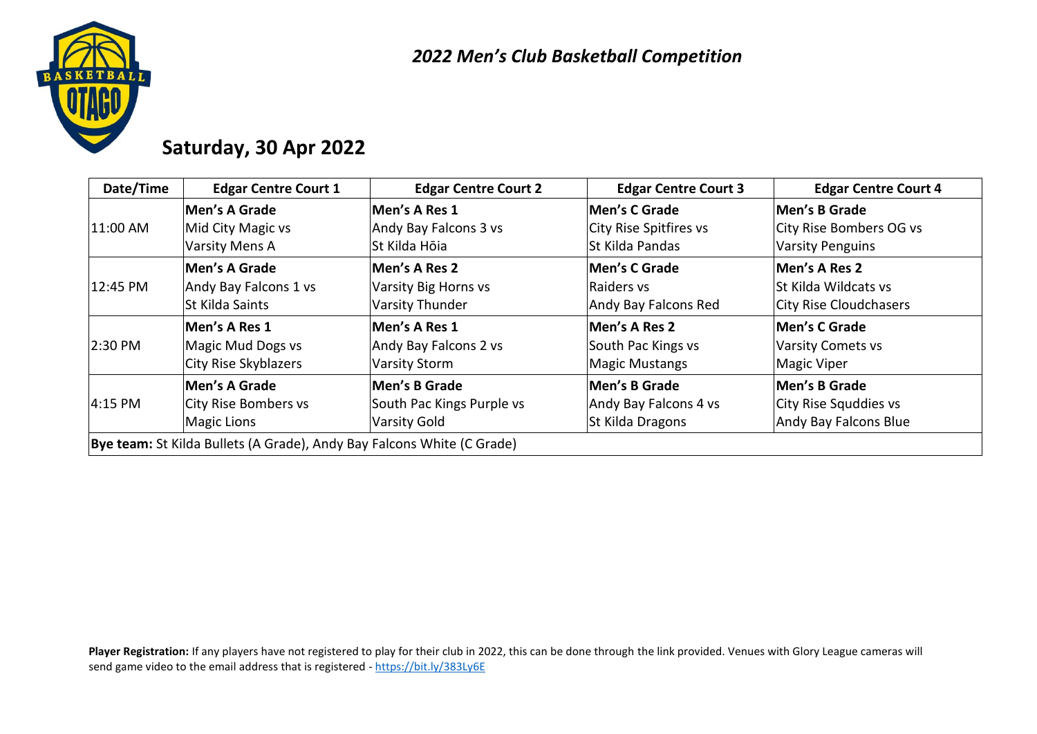# *2022 Men's Club Basketball Competition*

## Saturday, 30 Apr 2022

| Date/Time | Edgar Centre Court 1 | Edgar Centre Court 2 | Edgar Centre Court 3 | Edgar Centre Court 4 |
|---|---|---|---|---|
| 11:00 AM | **Men's A Grade**<br>Mid City Magic vs<br>Varsity Mens A | **Men's A Res 1**<br>Andy Bay Falcons 3 vs<br>St Kilda Hōia | **Men's C Grade**<br>City Rise Spitfires vs<br>St Kilda Pandas | **Men's B Grade**<br>City Rise Bombers OG vs<br>Varsity Penguins |
| 12:45 PM | **Men's A Grade**<br>Andy Bay Falcons 1 vs<br>St Kilda Saints | **Men's A Res 2**<br>Varsity Big Horns vs<br>Varsity Thunder | **Men's C Grade**<br>Raiders vs<br>Andy Bay Falcons Red | **Men's A Res 2**<br>St Kilda Wildcats vs<br>City Rise Cloudchasers |
| 2:30 PM | **Men's A Res 1**<br>Magic Mud Dogs vs<br>City Rise Skyblazers | **Men's A Res 1**<br>Andy Bay Falcons 2 vs<br>Varsity Storm | **Men's A Res 2**<br>South Pac Kings vs<br>Magic Mustangs | **Men's C Grade**<br>Varsity Comets vs<br>Magic Viper |
| 4:15 PM | **Men's A Grade**<br>City Rise Bombers vs<br>Magic Lions | **Men's B Grade**<br>South Pac Kings Purple vs<br>Varsity Gold | **Men's B Grade**<br>Andy Bay Falcons 4 vs<br>St Kilda Dragons | **Men's B Grade**<br>City Rise Squddies vs<br>Andy Bay Falcons Blue |
| **Bye team:** St Kilda Bullets (A Grade), Andy Bay Falcons White (C Grade) | | | | |

**Player Registration:** If any players have not registered to play for their club in 2022, this can be done through the link provided. Venues with Glory League cameras will send game video to the email address that is registered - https://bit.ly/383Ly6E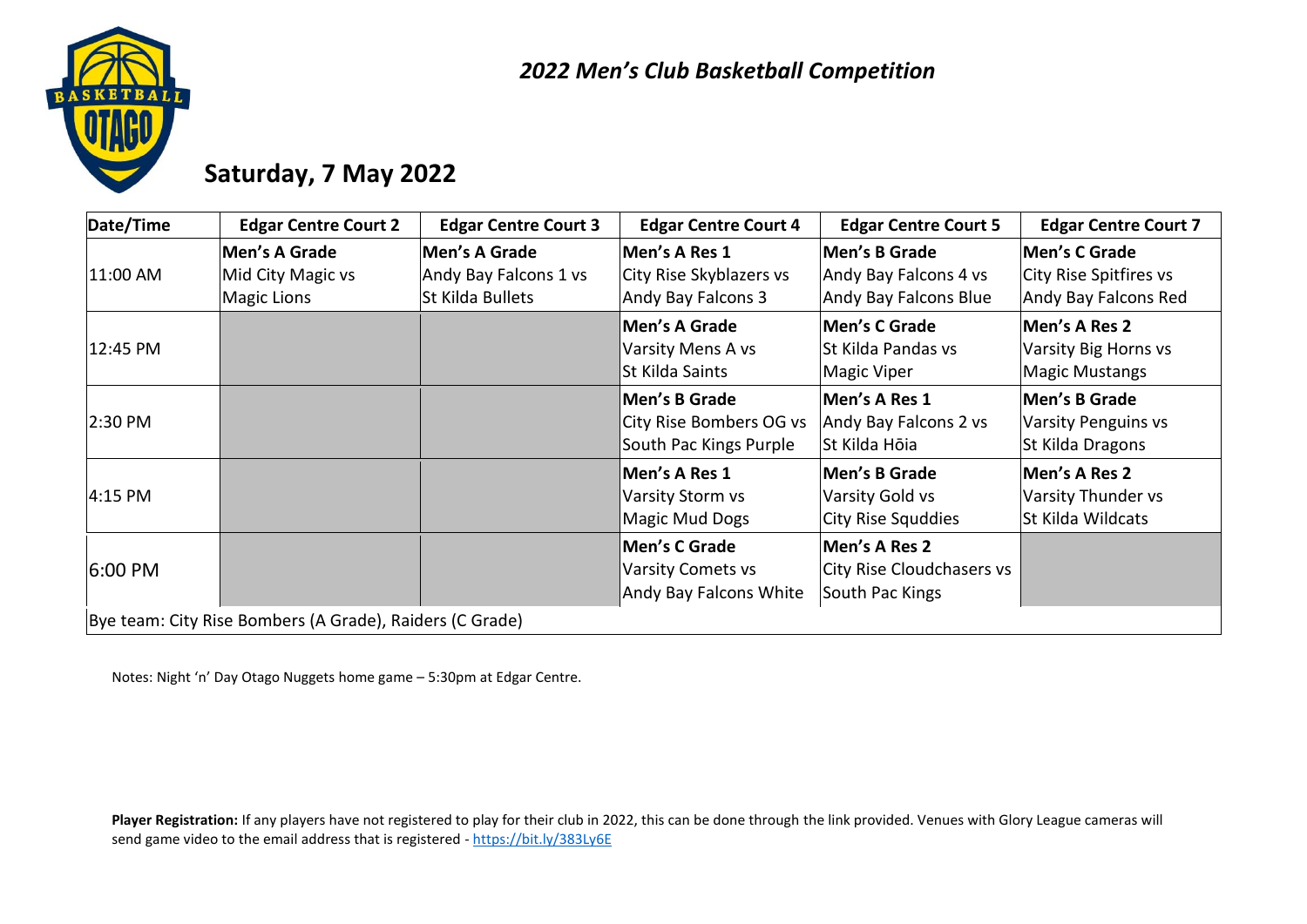## *2022 Men's Club Basketball Competition*

# Saturday, 7 May 2022

| Date/Time | Edgar Centre Court 2 | Edgar Centre Court 3 | Edgar Centre Court 4 | Edgar Centre Court 5 | Edgar Centre Court 7 |
|---|---|---|---|---|---|
| 11:00 AM | **Men's A Grade**<br>Mid City Magic vs<br>Magic Lions | **Men's A Grade**<br>Andy Bay Falcons 1 vs<br>St Kilda Bullets | **Men's A Res 1**<br>City Rise Skyblazers vs<br>Andy Bay Falcons 3 | **Men's B Grade**<br>Andy Bay Falcons 4 vs<br>Andy Bay Falcons Blue | **Men's C Grade**<br>City Rise Spitfires vs<br>Andy Bay Falcons Red |
| 12:45 PM | | | **Men's A Grade**<br>Varsity Mens A vs<br>St Kilda Saints | **Men's C Grade**<br>St Kilda Pandas vs<br>Magic Viper | **Men's A Res 2**<br>Varsity Big Horns vs<br>Magic Mustangs |
| 2:30 PM | | | **Men's B Grade**<br>City Rise Bombers OG vs<br>South Pac Kings Purple | **Men's A Res 1**<br>Andy Bay Falcons 2 vs<br>St Kilda Hōia | **Men's B Grade**<br>Varsity Penguins vs<br>St Kilda Dragons |
| 4:15 PM | | | **Men's A Res 1**<br>Varsity Storm vs<br>Magic Mud Dogs | **Men's B Grade**<br>Varsity Gold vs<br>City Rise Squddies | **Men's A Res 2**<br>Varsity Thunder vs<br>St Kilda Wildcats |
| 6:00 PM | | | **Men's C Grade**<br>Varsity Comets vs<br>Andy Bay Falcons White | **Men's A Res 2**<br>City Rise Cloudchasers vs<br>South Pac Kings | |
| Bye team: City Rise Bombers (A Grade), Raiders (C Grade) | | | | | |

Notes: Night 'n' Day Otago Nuggets home game – 5:30pm at Edgar Centre.

**Player Registration:** If any players have not registered to play for their club in 2022, this can be done through the link provided. Venues with Glory League cameras will send game video to the email address that is registered - https://bit.ly/383Ly6E